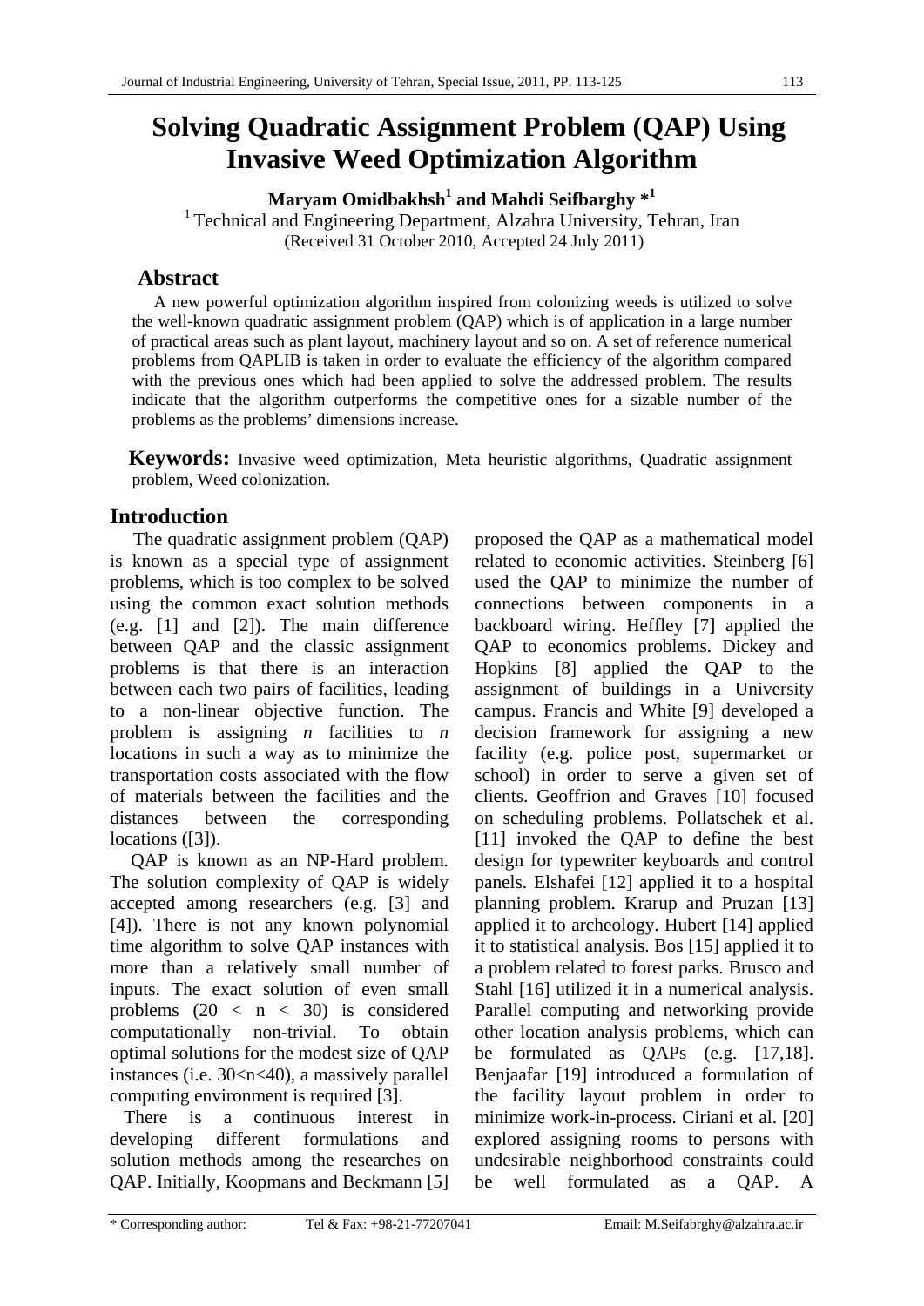# Solving Quadratic Assignment Problem (QAP) Using Invasive Weed Optimization Algorithm

**Maryam Omidbakhsh[1] and Mahdi Seifbarghy *[1]**

[1] Technical and Engineering Department, Alzahra University, Tehran, Iran

(Received 31 October 2010, Accepted 24 July 2011)

## Abstract

A new powerful optimization algorithm inspired from colonizing weeds is utilized to solve the well-known quadratic assignment problem (QAP) which is of application in a large number of practical areas such as plant layout, machinery layout and so on. A set of reference numerical problems from QAPLIB is taken in order to evaluate the efficiency of the algorithm compared with the previous ones which had been applied to solve the addressed problem. The results indicate that the algorithm outperforms the competitive ones for a sizable number of the problems as the problems' dimensions increase.

**Keywords:** Invasive weed optimization, Meta heuristic algorithms, Quadratic assignment problem, Weed colonization.

## Introduction

The quadratic assignment problem (QAP) is known as a special type of assignment problems, which is too complex to be solved using the common exact solution methods (e.g. [1] and [2]). The main difference between QAP and the classic assignment problems is that there is an interaction between each two pairs of facilities, leading to a non-linear objective function. The problem is assigning *n* facilities to *n* locations in such a way as to minimize the transportation costs associated with the flow of materials between the facilities and the distances between the corresponding locations ([3]).

QAP is known as an NP-Hard problem. The solution complexity of QAP is widely accepted among researchers (e.g. [3] and [4]). There is not any known polynomial time algorithm to solve QAP instances with more than a relatively small number of inputs. The exact solution of even small problems ($20 < n < 30$) is considered computationally non-trivial. To obtain optimal solutions for the modest size of QAP instances (i.e. $30<n<40$), a massively parallel computing environment is required [3].

There is a continuous interest in developing different formulations and solution methods among the researches on QAP. Initially, Koopmans and Beckmann [5] proposed the QAP as a mathematical model related to economic activities. Steinberg [6] used the QAP to minimize the number of connections between components in a backboard wiring. Heffley [7] applied the QAP to economics problems. Dickey and Hopkins [8] applied the QAP to the assignment of buildings in a University campus. Francis and White [9] developed a decision framework for assigning a new facility (e.g. police post, supermarket or school) in order to serve a given set of clients. Geoffrion and Graves [10] focused on scheduling problems. Pollatschek et al. [11] invoked the QAP to define the best design for typewriter keyboards and control panels. Elshafei [12] applied it to a hospital planning problem. Krarup and Pruzan [13] applied it to archeology. Hubert [14] applied it to statistical analysis. Bos [15] applied it to a problem related to forest parks. Brusco and Stahl [16] utilized it in a numerical analysis. Parallel computing and networking provide other location analysis problems, which can be formulated as QAPs (e.g. [17,18]). Benjaafar [19] introduced a formulation of the facility layout problem in order to minimize work-in-process. Ciriani et al. [20] explored assigning rooms to persons with undesirable neighborhood constraints could be well formulated as a QAP. A

\* Corresponding author: Tel & Fax: +98-21-77207041 Email: M.Seifabrghy@alzahra.ac.ir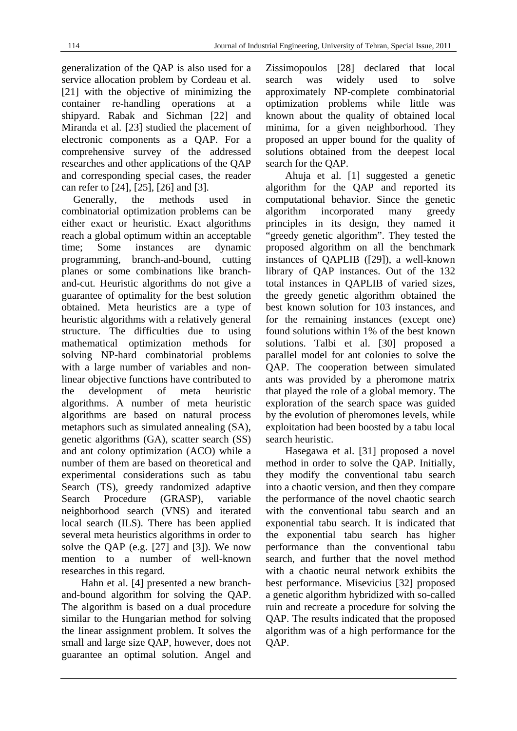generalization of the QAP is also used for a service allocation problem by Cordeau et al. [21] with the objective of minimizing the container re-handling operations at a shipyard. Rabak and Sichman [22] and Miranda et al. [23] studied the placement of electronic components as a QAP. For a comprehensive survey of the addressed researches and other applications of the QAP and corresponding special cases, the reader can refer to [24], [25], [26] and [3].

Generally, the methods used in combinatorial optimization problems can be either exact or heuristic. Exact algorithms reach a global optimum within an acceptable time; Some instances are dynamic programming, branch-and-bound, cutting planes or some combinations like branch-and-cut. Heuristic algorithms do not give a guarantee of optimality for the best solution obtained. Meta heuristics are a type of heuristic algorithms with a relatively general structure. The difficulties due to using mathematical optimization methods for solving NP-hard combinatorial problems with a large number of variables and non-linear objective functions have contributed to the development of meta heuristic algorithms. A number of meta heuristic algorithms are based on natural process metaphors such as simulated annealing (SA), genetic algorithms (GA), scatter search (SS) and ant colony optimization (ACO) while a number of them are based on theoretical and experimental considerations such as tabu Search (TS), greedy randomized adaptive Search Procedure (GRASP), variable neighborhood search (VNS) and iterated local search (ILS). There has been applied several meta heuristics algorithms in order to solve the QAP (e.g. [27] and [3]). We now mention to a number of well-known researches in this regard.

Hahn et al. [4] presented a new branch-and-bound algorithm for solving the QAP. The algorithm is based on a dual procedure similar to the Hungarian method for solving the linear assignment problem. It solves the small and large size QAP, however, does not guarantee an optimal solution. Angel and Zissimopoulos [28] declared that local search was widely used to solve approximately NP-complete combinatorial optimization problems while little was known about the quality of obtained local minima, for a given neighborhood. They proposed an upper bound for the quality of solutions obtained from the deepest local search for the QAP.

Ahuja et al. [1] suggested a genetic algorithm for the QAP and reported its computational behavior. Since the genetic algorithm incorporated many greedy principles in its design, they named it "greedy genetic algorithm". They tested the proposed algorithm on all the benchmark instances of QAPLIB ([29]), a well-known library of QAP instances. Out of the 132 total instances in QAPLIB of varied sizes, the greedy genetic algorithm obtained the best known solution for 103 instances, and for the remaining instances (except one) found solutions within 1% of the best known solutions. Talbi et al. [30] proposed a parallel model for ant colonies to solve the QAP. The cooperation between simulated ants was provided by a pheromone matrix that played the role of a global memory. The exploration of the search space was guided by the evolution of pheromones levels, while exploitation had been boosted by a tabu local search heuristic.

Hasegawa et al. [31] proposed a novel method in order to solve the QAP. Initially, they modify the conventional tabu search into a chaotic version, and then they compare the performance of the novel chaotic search with the conventional tabu search and an exponential tabu search. It is indicated that the exponential tabu search has higher performance than the conventional tabu search, and further that the novel method with a chaotic neural network exhibits the best performance. Misevicius [32] proposed a genetic algorithm hybridized with so-called ruin and recreate a procedure for solving the QAP. The results indicated that the proposed algorithm was of a high performance for the QAP.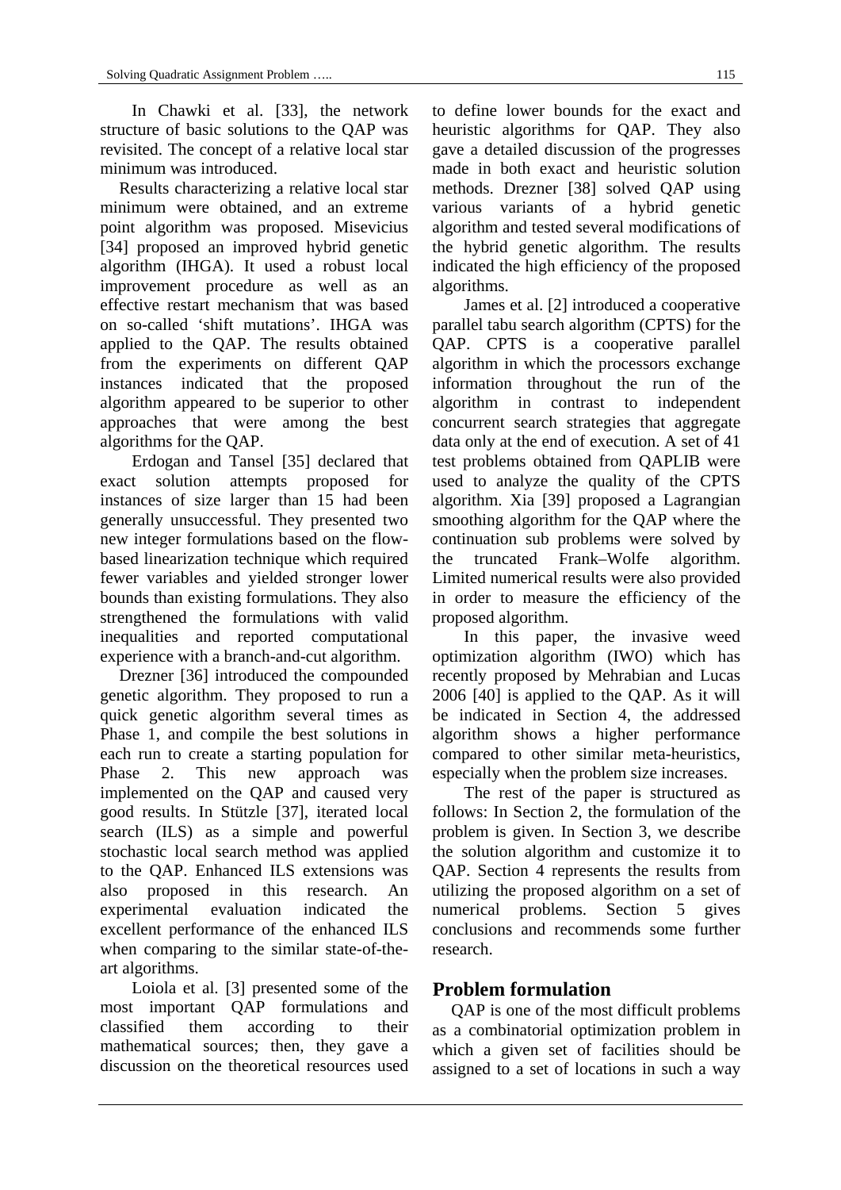In Chawki et al. [33], the network structure of basic solutions to the QAP was revisited. The concept of a relative local star minimum was introduced.

Results characterizing a relative local star minimum were obtained, and an extreme point algorithm was proposed. Misevicius [34] proposed an improved hybrid genetic algorithm (IHGA). It used a robust local improvement procedure as well as an effective restart mechanism that was based on so-called 'shift mutations'. IHGA was applied to the QAP. The results obtained from the experiments on different QAP instances indicated that the proposed algorithm appeared to be superior to other approaches that were among the best algorithms for the QAP.

Erdogan and Tansel [35] declared that exact solution attempts proposed for instances of size larger than 15 had been generally unsuccessful. They presented two new integer formulations based on the flow-based linearization technique which required fewer variables and yielded stronger lower bounds than existing formulations. They also strengthened the formulations with valid inequalities and reported computational experience with a branch-and-cut algorithm.

Drezner [36] introduced the compounded genetic algorithm. They proposed to run a quick genetic algorithm several times as Phase 1, and compile the best solutions in each run to create a starting population for Phase 2. This new approach was implemented on the QAP and caused very good results. In Stützle [37], iterated local search (ILS) as a simple and powerful stochastic local search method was applied to the QAP. Enhanced ILS extensions was also proposed in this research. An experimental evaluation indicated the excellent performance of the enhanced ILS when comparing to the similar state-of-the-art algorithms.

Loiola et al. [3] presented some of the most important QAP formulations and classified them according to their mathematical sources; then, they gave a discussion on the theoretical resources used to define lower bounds for the exact and heuristic algorithms for QAP. They also gave a detailed discussion of the progresses made in both exact and heuristic solution methods. Drezner [38] solved QAP using various variants of a hybrid genetic algorithm and tested several modifications of the hybrid genetic algorithm. The results indicated the high efficiency of the proposed algorithms.

James et al. [2] introduced a cooperative parallel tabu search algorithm (CPTS) for the QAP. CPTS is a cooperative parallel algorithm in which the processors exchange information throughout the run of the algorithm in contrast to independent concurrent search strategies that aggregate data only at the end of execution. A set of 41 test problems obtained from QAPLIB were used to analyze the quality of the CPTS algorithm. Xia [39] proposed a Lagrangian smoothing algorithm for the QAP where the continuation sub problems were solved by the truncated Frank–Wolfe algorithm. Limited numerical results were also provided in order to measure the efficiency of the proposed algorithm.

In this paper, the invasive weed optimization algorithm (IWO) which has recently proposed by Mehrabian and Lucas 2006 [40] is applied to the QAP. As it will be indicated in Section 4, the addressed algorithm shows a higher performance compared to other similar meta-heuristics, especially when the problem size increases.

The rest of the paper is structured as follows: In Section 2, the formulation of the problem is given. In Section 3, we describe the solution algorithm and customize it to QAP. Section 4 represents the results from utilizing the proposed algorithm on a set of numerical problems. Section 5 gives conclusions and recommends some further research.

## Problem formulation

QAP is one of the most difficult problems as a combinatorial optimization problem in which a given set of facilities should be assigned to a set of locations in such a way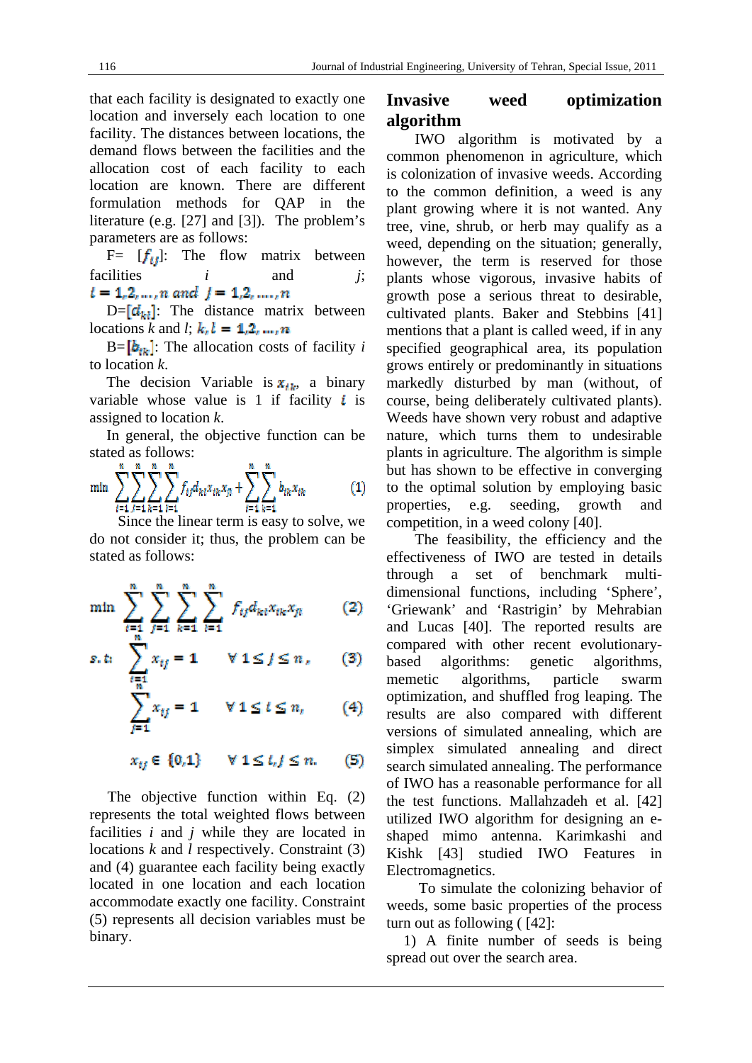that each facility is designated to exactly one location and inversely each location to one facility. The distances between locations, the demand flows between the facilities and the allocation cost of each facility to each location are known. There are different formulation methods for QAP in the literature (e.g. [27] and [3]). The problem's parameters are as follows:

F= $[f_{ij}]$: The flow matrix between facilities $i$ and $j$; $i = 1,2,\dots,n$ and $j = 1,2,\dots,n$

D=$[d_{kl}]$: The distance matrix between locations $k$ and $l$; $k,l = 1,2,\dots,n$

B=$[b_{ik}]$: The allocation costs of facility $i$ to location $k$.

The decision Variable is $x_{ik}$, a binary variable whose value is 1 if facility $i$ is assigned to location $k$.

In general, the objective function can be stated as follows:

$$\min \sum_{i=1}^{n}\sum_{j=1}^{n}\sum_{k=1}^{n}\sum_{l=1}^{n} f_{ij} d_{kl} x_{ik} x_{jl} + \sum_{i=1}^{n}\sum_{k=1}^{n} b_{ik} x_{ik} \qquad (1)$$

Since the linear term is easy to solve, we do not consider it; thus, the problem can be stated as follows:

$$\min \sum_{i=1}^{n}\sum_{j=1}^{n}\sum_{k=1}^{n}\sum_{l=1}^{n} f_{ij} d_{kl} x_{ik} x_{jl} \qquad (2)$$

$$s.t. \quad \sum_{i=1}^{n} x_{ij} = 1 \qquad \forall\, 1 \le j \le n, \qquad (3)$$

$$\sum_{j=1}^{n} x_{ij} = 1 \qquad \forall\, 1 \le i \le n, \qquad (4)$$

$$x_{ij} \in \{0,1\} \qquad \forall\, 1 \le i,j \le n. \qquad (5)$$

The objective function within Eq. (2) represents the total weighted flows between facilities $i$ and $j$ while they are located in locations $k$ and $l$ respectively. Constraint (3) and (4) guarantee each facility being exactly located in one location and each location accommodate exactly one facility. Constraint (5) represents all decision variables must be binary.

## Invasive weed optimization algorithm

IWO algorithm is motivated by a common phenomenon in agriculture, which is colonization of invasive weeds. According to the common definition, a weed is any plant growing where it is not wanted. Any tree, vine, shrub, or herb may qualify as a weed, depending on the situation; generally, however, the term is reserved for those plants whose vigorous, invasive habits of growth pose a serious threat to desirable, cultivated plants. Baker and Stebbins [41] mentions that a plant is called weed, if in any specified geographical area, its population grows entirely or predominantly in situations markedly disturbed by man (without, of course, being deliberately cultivated plants). Weeds have shown very robust and adaptive nature, which turns them to undesirable plants in agriculture. The algorithm is simple but has shown to be effective in converging to the optimal solution by employing basic properties, e.g. seeding, growth and competition, in a weed colony [40].

The feasibility, the efficiency and the effectiveness of IWO are tested in details through a set of benchmark multi-dimensional functions, including 'Sphere', 'Griewank' and 'Rastrigin' by Mehrabian and Lucas [40]. The reported results are compared with other recent evolutionary-based algorithms: genetic algorithms, memetic algorithms, particle swarm optimization, and shuffled frog leaping. The results are also compared with different versions of simulated annealing, which are simplex simulated annealing and direct search simulated annealing. The performance of IWO has a reasonable performance for all the test functions. Mallahzadeh et al. [42] utilized IWO algorithm for designing an e-shaped mimo antenna. Karimkashi and Kishk [43] studied IWO Features in Electromagnetics.

To simulate the colonizing behavior of weeds, some basic properties of the process turn out as following ( [42]:

1) A finite number of seeds is being spread out over the search area.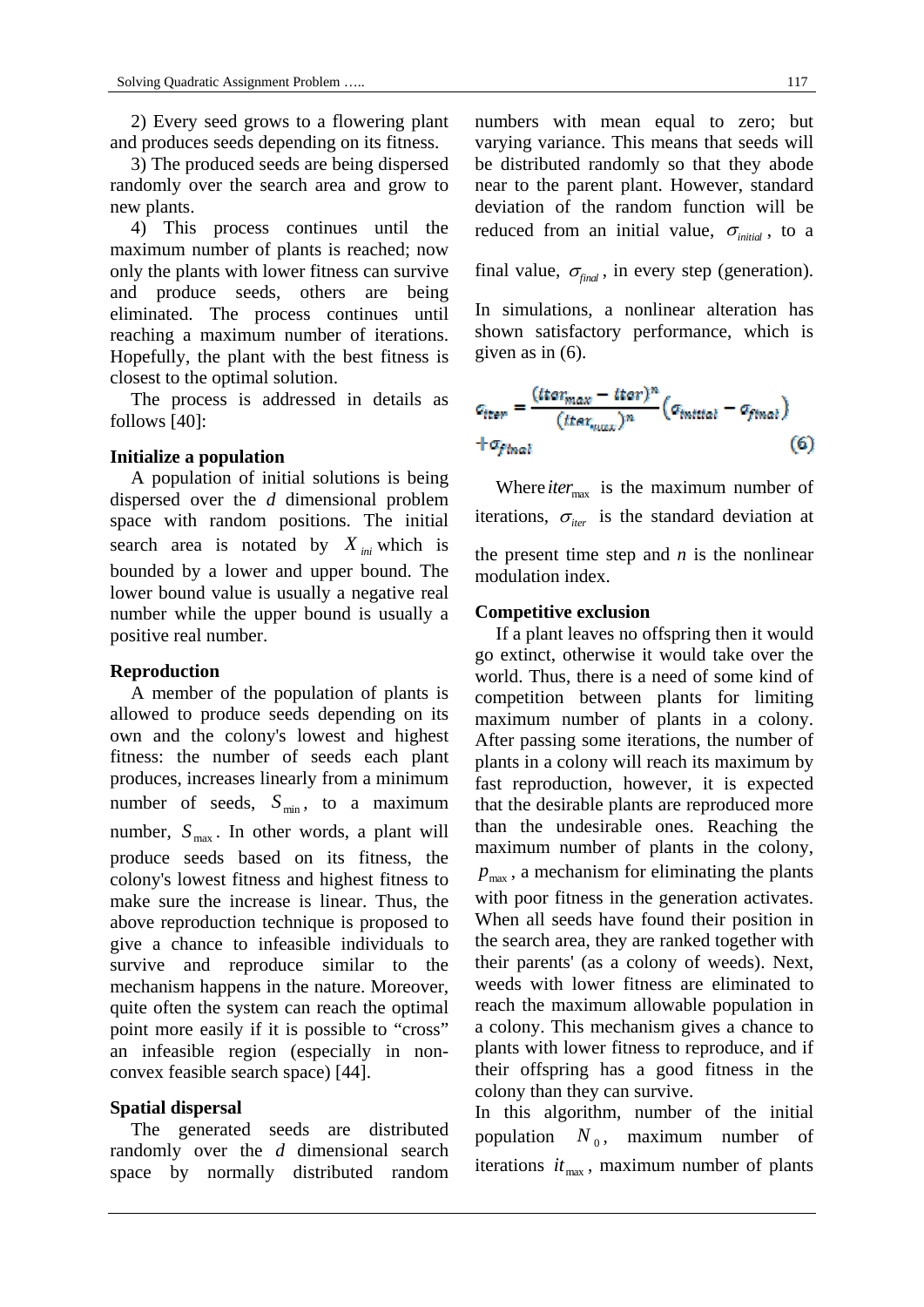2) Every seed grows to a flowering plant and produces seeds depending on its fitness.

3) The produced seeds are being dispersed randomly over the search area and grow to new plants.

4) This process continues until the maximum number of plants is reached; now only the plants with lower fitness can survive and produce seeds, others are being eliminated. The process continues until reaching a maximum number of iterations. Hopefully, the plant with the best fitness is closest to the optimal solution.

The process is addressed in details as follows [40]:

**Initialize a population**

A population of initial solutions is being dispersed over the $d$ dimensional problem space with random positions. The initial search area is notated by $X_{ini}$ which is bounded by a lower and upper bound. The lower bound value is usually a negative real number while the upper bound is usually a positive real number.

**Reproduction**

A member of the population of plants is allowed to produce seeds depending on its own and the colony's lowest and highest fitness: the number of seeds each plant produces, increases linearly from a minimum number of seeds, $S_{\min}$, to a maximum number, $S_{\max}$. In other words, a plant will produce seeds based on its fitness, the colony's lowest fitness and highest fitness to make sure the increase is linear. Thus, the above reproduction technique is proposed to give a chance to infeasible individuals to survive and reproduce similar to the mechanism happens in the nature. Moreover, quite often the system can reach the optimal point more easily if it is possible to "cross" an infeasible region (especially in non-convex feasible search space) [44].

**Spatial dispersal**

The generated seeds are distributed randomly over the $d$ dimensional search space by normally distributed random numbers with mean equal to zero; but varying variance. This means that seeds will be distributed randomly so that they abode near to the parent plant. However, standard deviation of the random function will be reduced from an initial value, $\sigma_{initial}$, to a final value, $\sigma_{final}$, in every step (generation). In simulations, a nonlinear alteration has shown satisfactory performance, which is given as in (6).

$$\sigma_{iter} = \frac{(iter_{max} - iter)^n}{(iter_{max})^n}\left(\sigma_{initial} - \sigma_{final}\right) + \sigma_{final} \tag{6}$$

Where $iter_{\max}$ is the maximum number of iterations, $\sigma_{iter}$ is the standard deviation at the present time step and $n$ is the nonlinear modulation index.

**Competitive exclusion**

If a plant leaves no offspring then it would go extinct, otherwise it would take over the world. Thus, there is a need of some kind of competition between plants for limiting maximum number of plants in a colony. After passing some iterations, the number of plants in a colony will reach its maximum by fast reproduction, however, it is expected that the desirable plants are reproduced more than the undesirable ones. Reaching the maximum number of plants in the colony, $p_{\max}$, a mechanism for eliminating the plants with poor fitness in the generation activates. When all seeds have found their position in the search area, they are ranked together with their parents' (as a colony of weeds). Next, weeds with lower fitness are eliminated to reach the maximum allowable population in a colony. This mechanism gives a chance to plants with lower fitness to reproduce, and if their offspring has a good fitness in the colony than they can survive.

In this algorithm, number of the initial population $N_0$, maximum number of iterations $it_{\max}$, maximum number of plants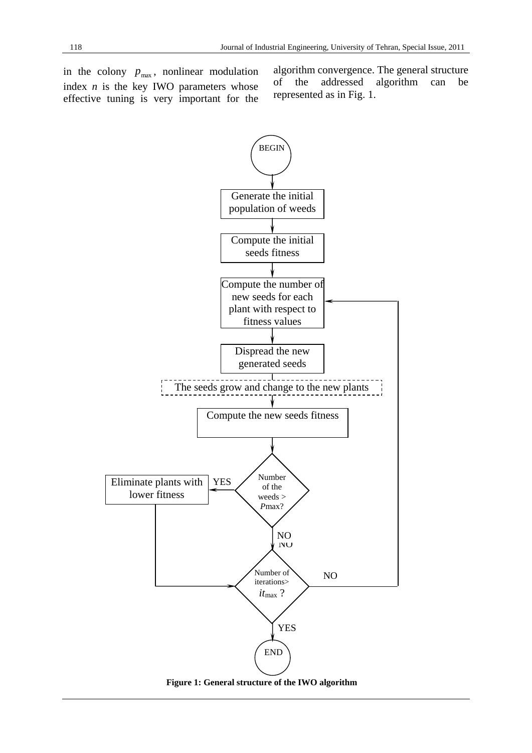in the colony $p_{max}$, nonlinear modulation index $n$ is the key IWO parameters whose effective tuning is very important for the algorithm convergence. The general structure of the addressed algorithm can be represented as in Fig. 1.

```
BEGIN
  ↓
Generate the initial population of weeds
  ↓
Compute the initial seeds fitness
  ↓
Compute the number of new seeds for each plant with respect to fitness values  ←────────┐
  ↓                                                                                    │
Dispread the new generated seeds                                                       │
  ↓                                                                                    │
The seeds grow and change to the new plants                                            │
  ↓                                                                                    │
Compute the new seeds fitness                                                          │
  ↓                                                                                    │
Number of the weeds > Pmax? ── YES ──→ Eliminate plants with lower fitness ──┐         │
  ↓ NO                                                                       │         │
Number of iterations > it_max ? ←────────────────────────────────────────────┘         │
  │ └── NO ────────────────────────────────────────────────────────────────────────────┘
  ↓ YES
END
```

**Figure 1: General structure of the IWO algorithm**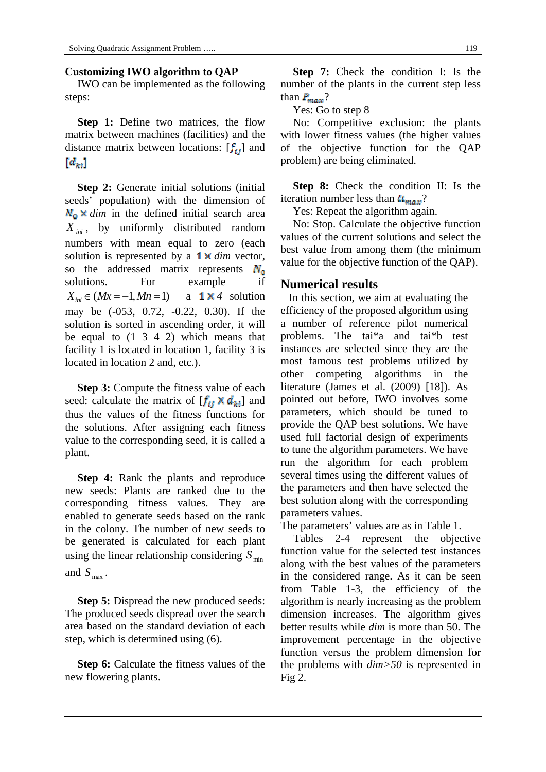### Customizing IWO algorithm to QAP

IWO can be implemented as the following steps:

**Step 1:** Define two matrices, the flow matrix between machines (facilities) and the distance matrix between locations: $[f_{ij}]$ and $[d_{kl}]$

**Step 2:** Generate initial solutions (initial seeds' population) with the dimension of $N_0 \times dim$ in the defined initial search area $X_{ini}$, by uniformly distributed random numbers with mean equal to zero (each solution is represented by a $1 \times dim$ vector, so the addressed matrix represents $N_0$ solutions. For example if $X_{ini} \in (Mx = -1, Mn = 1)$ a $1 \times 4$ solution may be (-053, 0.72, -0.22, 0.30). If the solution is sorted in ascending order, it will be equal to (1 3 4 2) which means that facility 1 is located in location 1, facility 3 is located in location 2 and, etc.).

**Step 3:** Compute the fitness value of each seed: calculate the matrix of $[f_{ij} \times d_{kl}]$ and thus the values of the fitness functions for the solutions. After assigning each fitness value to the corresponding seed, it is called a plant.

**Step 4:** Rank the plants and reproduce new seeds: Plants are ranked due to the corresponding fitness values. They are enabled to generate seeds based on the rank in the colony. The number of new seeds to be generated is calculated for each plant using the linear relationship considering $S_{min}$ and $S_{max}$.

**Step 5:** Dispread the new produced seeds: The produced seeds dispread over the search area based on the standard deviation of each step, which is determined using (6).

**Step 6:** Calculate the fitness values of the new flowering plants.

**Step 7:** Check the condition I: Is the number of the plants in the current step less than $P_{max}$?

Yes: Go to step 8

No: Competitive exclusion: the plants with lower fitness values (the higher values of the objective function for the QAP problem) are being eliminated.

**Step 8:** Check the condition II: Is the iteration number less than $it_{max}$?

Yes: Repeat the algorithm again.

No: Stop. Calculate the objective function values of the current solutions and select the best value from among them (the minimum value for the objective function of the QAP).

## Numerical results

In this section, we aim at evaluating the efficiency of the proposed algorithm using a number of reference pilot numerical problems. The tai*a and tai*b test instances are selected since they are the most famous test problems utilized by other competing algorithms in the literature (James et al. (2009) [18]). As pointed out before, IWO involves some parameters, which should be tuned to provide the QAP best solutions. We have used full factorial design of experiments to tune the algorithm parameters. We have run the algorithm for each problem several times using the different values of the parameters and then have selected the best solution along with the corresponding parameters values.

The parameters' values are as in Table 1.

Tables 2-4 represent the objective function value for the selected test instances along with the best values of the parameters in the considered range. As it can be seen from Table 1-3, the efficiency of the algorithm is nearly increasing as the problem dimension increases. The algorithm gives better results while *dim* is more than 50. The improvement percentage in the objective function versus the problem dimension for the problems with *dim>50* is represented in Fig 2.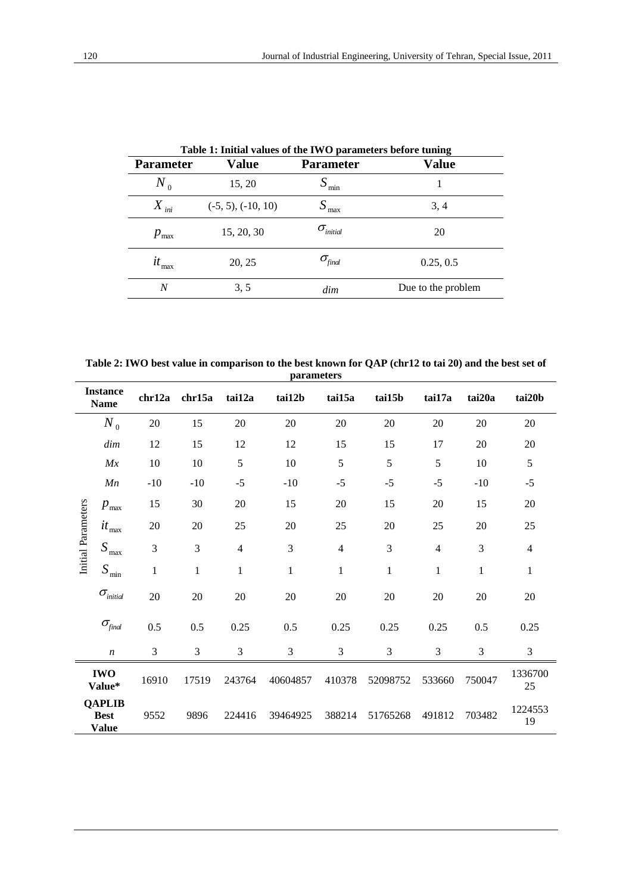**Table 1: Initial values of the IWO parameters before tuning**

| Parameter | Value | Parameter | Value |
|---|---|---|---|
| $N_0$ | 15, 20 | $S_{\min}$ | 1 |
| $X_{ini}$ | (-5, 5), (-10, 10) | $S_{\max}$ | 3, 4 |
| $p_{\max}$ | 15, 20, 30 | $\sigma_{initial}$ | 20 |
| $it_{\max}$ | 20, 25 | $\sigma_{final}$ | 0.25, 0.5 |
| $N$ | 3, 5 | $dim$ | Due to the problem |

**Table 2: IWO best value in comparison to the best known for QAP (chr12 to tai 20) and the best set of parameters**

| | Instance Name | chr12a | chr15a | tai12a | tai12b | tai15a | tai15b | tai17a | tai20a | tai20b |
|---|---|---|---|---|---|---|---|---|---|---|
| Initial Parameters | $N_0$ | 20 | 15 | 20 | 20 | 20 | 20 | 20 | 20 | 20 |
| | $dim$ | 12 | 15 | 12 | 12 | 15 | 15 | 17 | 20 | 20 |
| | $Mx$ | 10 | 10 | 5 | 10 | 5 | 5 | 5 | 10 | 5 |
| | $Mn$ | -10 | -10 | -5 | -10 | -5 | -5 | -5 | -10 | -5 |
| | $p_{\max}$ | 15 | 30 | 20 | 15 | 20 | 15 | 20 | 15 | 20 |
| | $it_{\max}$ | 20 | 20 | 25 | 20 | 25 | 20 | 25 | 20 | 25 |
| | $S_{\max}$ | 3 | 3 | 4 | 3 | 4 | 3 | 4 | 3 | 4 |
| | $S_{\min}$ | 1 | 1 | 1 | 1 | 1 | 1 | 1 | 1 | 1 |
| | $\sigma_{initial}$ | 20 | 20 | 20 | 20 | 20 | 20 | 20 | 20 | 20 |
| | $\sigma_{final}$ | 0.5 | 0.5 | 0.25 | 0.5 | 0.25 | 0.25 | 0.25 | 0.5 | 0.25 |
| | $n$ | 3 | 3 | 3 | 3 | 3 | 3 | 3 | 3 | 3 |
| IWO Value* | | 16910 | 17519 | 243764 | 40604857 | 410378 | 52098752 | 533660 | 750047 | 133670025 |
| QAPLIB Best Value | | 9552 | 9896 | 224416 | 39464925 | 388214 | 51765268 | 491812 | 703482 | 122455319 |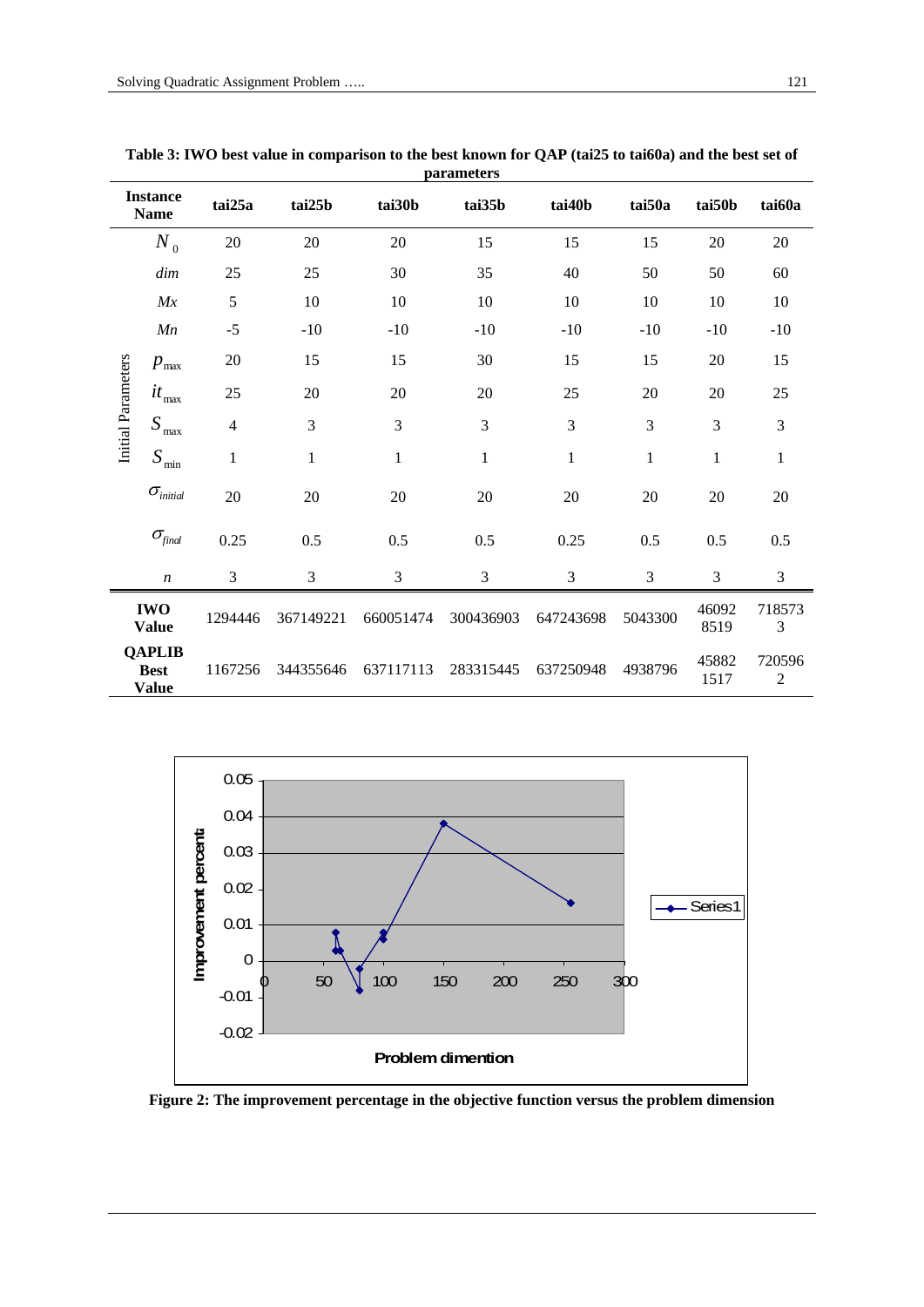**Table 3: IWO best value in comparison to the best known for QAP (tai25 to tai60a) and the best set of parameters**

| | Instance Name | tai25a | tai25b | tai30b | tai35b | tai40b | tai50a | tai50b | tai60a |
|---|---|---|---|---|---|---|---|---|---|
| Initial Parameters | $N_0$ | 20 | 20 | 20 | 15 | 15 | 15 | 20 | 20 |
| | $dim$ | 25 | 25 | 30 | 35 | 40 | 50 | 50 | 60 |
| | $Mx$ | 5 | 10 | 10 | 10 | 10 | 10 | 10 | 10 |
| | $Mn$ | -5 | -10 | -10 | -10 | -10 | -10 | -10 | -10 |
| | $p_{\max}$ | 20 | 15 | 15 | 30 | 15 | 15 | 20 | 15 |
| | $it_{\max}$ | 25 | 20 | 20 | 20 | 25 | 20 | 20 | 25 |
| | $S_{\max}$ | 4 | 3 | 3 | 3 | 3 | 3 | 3 | 3 |
| | $S_{\min}$ | 1 | 1 | 1 | 1 | 1 | 1 | 1 | 1 |
| | $\sigma_{initial}$ | 20 | 20 | 20 | 20 | 20 | 20 | 20 | 20 |
| | $\sigma_{final}$ | 0.25 | 0.5 | 0.5 | 0.5 | 0.25 | 0.5 | 0.5 | 0.5 |
| | $n$ | 3 | 3 | 3 | 3 | 3 | 3 | 3 | 3 |
| **IWO Value** | | 1294446 | 367149221 | 660051474 | 300436903 | 647243698 | 5043300 | 460928519 | 7185733 |
| **QAPLIB Best Value** | | 1167256 | 344355646 | 637117113 | 283315445 | 637250948 | 4938796 | 458821517 | 7205962 |

Figure 2: The improvement percentage in the objective function versus the problem dimension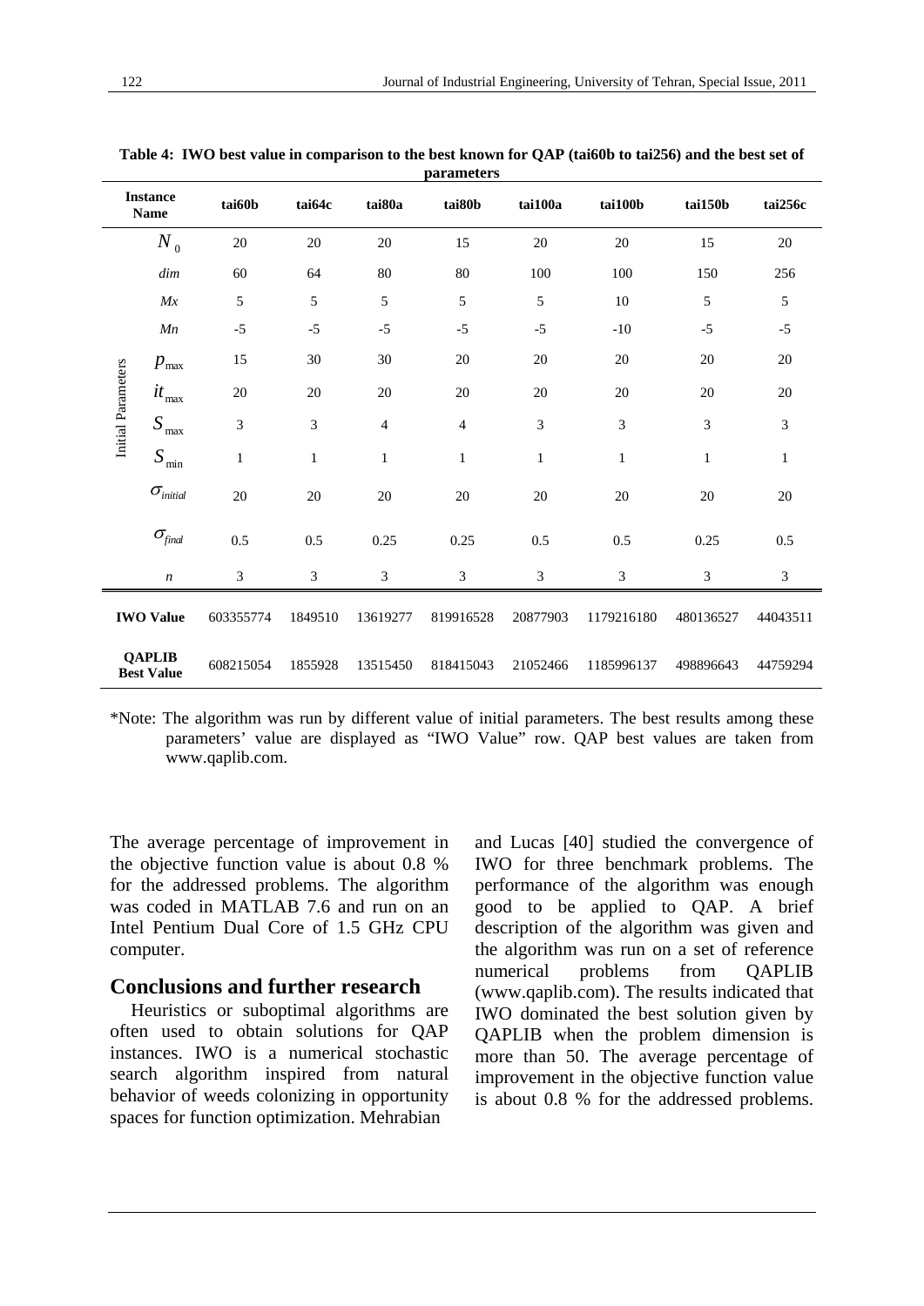**Table 4: IWO best value in comparison to the best known for QAP (tai60b to tai256) and the best set of parameters**

| Instance Name | | tai60b | tai64c | tai80a | tai80b | tai100a | tai100b | tai150b | tai256c |
|---|---|---|---|---|---|---|---|---|---|
| Initial Parameters | $N_0$ | 20 | 20 | 20 | 15 | 20 | 20 | 15 | 20 |
| | $dim$ | 60 | 64 | 80 | 80 | 100 | 100 | 150 | 256 |
| | $Mx$ | 5 | 5 | 5 | 5 | 5 | 10 | 5 | 5 |
| | $Mn$ | -5 | -5 | -5 | -5 | -5 | -10 | -5 | -5 |
| | $p_{\max}$ | 15 | 30 | 30 | 20 | 20 | 20 | 20 | 20 |
| | $it_{\max}$ | 20 | 20 | 20 | 20 | 20 | 20 | 20 | 20 |
| | $S_{\max}$ | 3 | 3 | 4 | 4 | 3 | 3 | 3 | 3 |
| | $S_{\min}$ | 1 | 1 | 1 | 1 | 1 | 1 | 1 | 1 |
| | $\sigma_{initial}$ | 20 | 20 | 20 | 20 | 20 | 20 | 20 | 20 |
| | $\sigma_{final}$ | 0.5 | 0.5 | 0.25 | 0.25 | 0.5 | 0.5 | 0.25 | 0.5 |
| | $n$ | 3 | 3 | 3 | 3 | 3 | 3 | 3 | 3 |
| **IWO Value** | | 603355774 | 1849510 | 13619277 | 819916528 | 20877903 | 1179216180 | 480136527 | 44043511 |
| **QAPLIB Best Value** | | 608215054 | 1855928 | 13515450 | 818415043 | 21052466 | 1185996137 | 498896643 | 44759294 |

*Note: The algorithm was run by different value of initial parameters. The best results among these parameters' value are displayed as "IWO Value" row. QAP best values are taken from www.qaplib.com.

The average percentage of improvement in the objective function value is about 0.8 % for the addressed problems. The algorithm was coded in MATLAB 7.6 and run on an Intel Pentium Dual Core of 1.5 GHz CPU computer.

## Conclusions and further research

Heuristics or suboptimal algorithms are often used to obtain solutions for QAP instances. IWO is a numerical stochastic search algorithm inspired from natural behavior of weeds colonizing in opportunity spaces for function optimization. Mehrabian and Lucas [40] studied the convergence of IWO for three benchmark problems. The performance of the algorithm was enough good to be applied to QAP. A brief description of the algorithm was given and the algorithm was run on a set of reference numerical problems from QAPLIB (www.qaplib.com). The results indicated that IWO dominated the best solution given by QAPLIB when the problem dimension is more than 50. The average percentage of improvement in the objective function value is about 0.8 % for the addressed problems.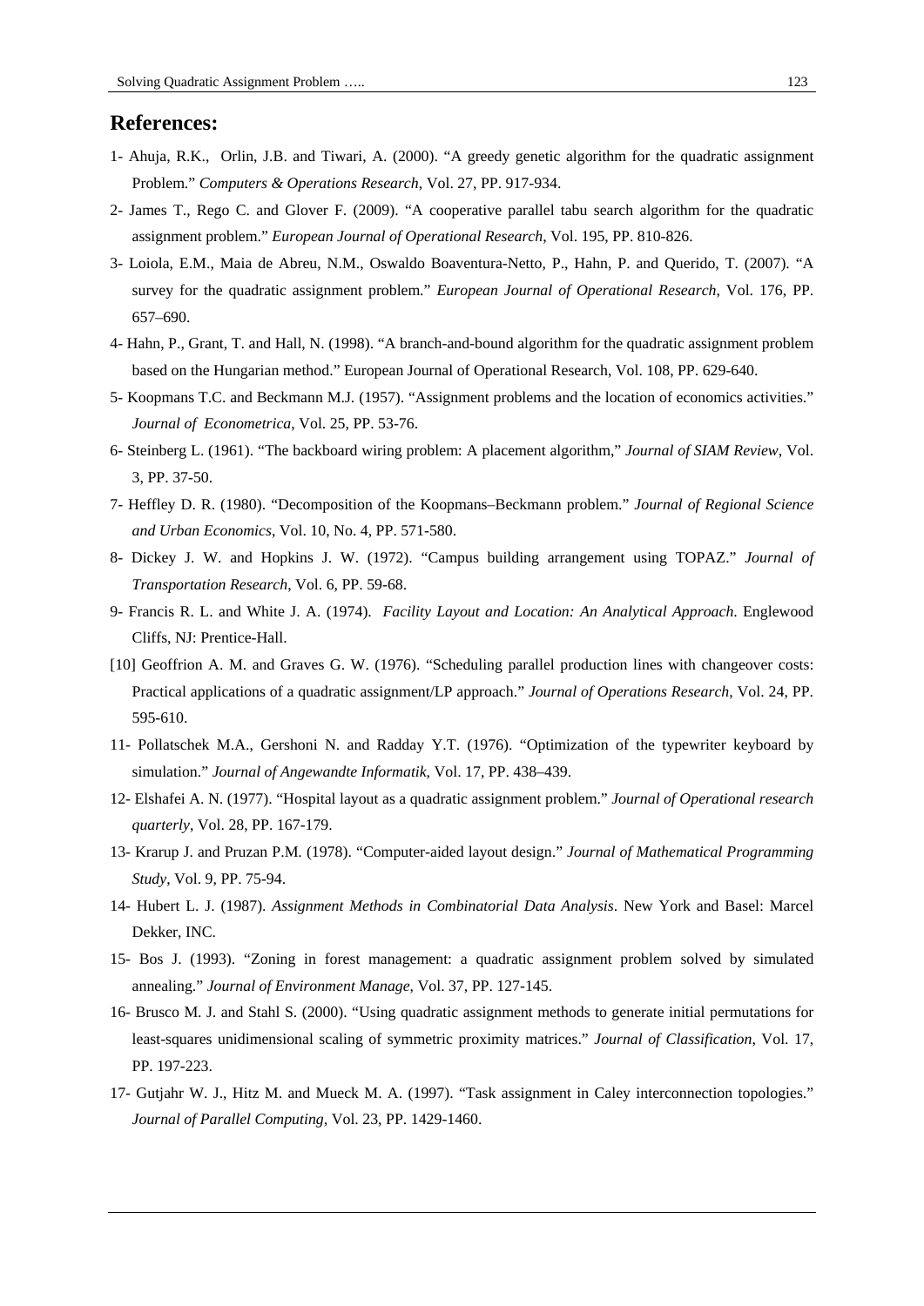## References:

1- Ahuja, R.K., Orlin, J.B. and Tiwari, A. (2000). "A greedy genetic algorithm for the quadratic assignment Problem." *Computers & Operations Research*, Vol. 27, PP. 917-934.

2- James T., Rego C. and Glover F. (2009). "A cooperative parallel tabu search algorithm for the quadratic assignment problem." *European Journal of Operational Research*, Vol. 195, PP. 810-826.

3- Loiola, E.M., Maia de Abreu, N.M., Oswaldo Boaventura-Netto, P., Hahn, P. and Querido, T. (2007). "A survey for the quadratic assignment problem." *European Journal of Operational Research*, Vol. 176, PP. 657–690.

4- Hahn, P., Grant, T. and Hall, N. (1998). "A branch-and-bound algorithm for the quadratic assignment problem based on the Hungarian method." European Journal of Operational Research, Vol. 108, PP. 629-640.

5- Koopmans T.C. and Beckmann M.J. (1957). "Assignment problems and the location of economics activities." *Journal of Econometrica*, Vol. 25, PP. 53-76.

6- Steinberg L. (1961). "The backboard wiring problem: A placement algorithm," *Journal of SIAM Review*, Vol. 3, PP. 37-50.

7- Heffley D. R. (1980). "Decomposition of the Koopmans–Beckmann problem." *Journal of Regional Science and Urban Economics*, Vol. 10, No. 4, PP. 571-580.

8- Dickey J. W. and Hopkins J. W. (1972). "Campus building arrangement using TOPAZ." *Journal of Transportation Research*, Vol. 6, PP. 59-68.

9- Francis R. L. and White J. A. (1974). *Facility Layout and Location: An Analytical Approach*. Englewood Cliffs, NJ: Prentice-Hall.

[10] Geoffrion A. M. and Graves G. W. (1976). "Scheduling parallel production lines with changeover costs: Practical applications of a quadratic assignment/LP approach." *Journal of Operations Research*, Vol. 24, PP. 595-610.

11- Pollatschek M.A., Gershoni N. and Radday Y.T. (1976). "Optimization of the typewriter keyboard by simulation." *Journal of Angewandte Informatik*, Vol. 17, PP. 438–439.

12- Elshafei A. N. (1977). "Hospital layout as a quadratic assignment problem." *Journal of Operational research quarterly*, Vol. 28, PP. 167-179.

13- Krarup J. and Pruzan P.M. (1978). "Computer-aided layout design." *Journal of Mathematical Programming Study*, Vol. 9, PP. 75-94.

14- Hubert L. J. (1987). *Assignment Methods in Combinatorial Data Analysis*. New York and Basel: Marcel Dekker, INC.

15- Bos J. (1993). "Zoning in forest management: a quadratic assignment problem solved by simulated annealing." *Journal of Environment Manage*, Vol. 37, PP. 127-145.

16- Brusco M. J. and Stahl S. (2000). "Using quadratic assignment methods to generate initial permutations for least-squares unidimensional scaling of symmetric proximity matrices." *Journal of Classification*, Vol. 17, PP. 197-223.

17- Gutjahr W. J., Hitz M. and Mueck M. A. (1997). "Task assignment in Caley interconnection topologies." *Journal of Parallel Computing*, Vol. 23, PP. 1429-1460.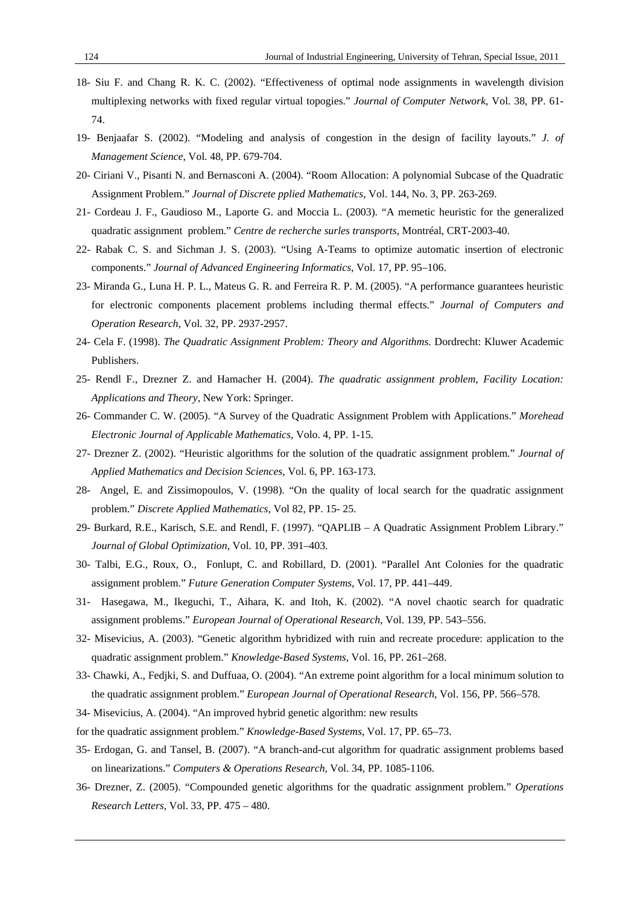18- Siu F. and Chang R. K. C. (2002). "Effectiveness of optimal node assignments in wavelength division multiplexing networks with fixed regular virtual topogies." *Journal of Computer Network*, Vol. 38, PP. 61-74.

19- Benjaafar S. (2002). "Modeling and analysis of congestion in the design of facility layouts." *J. of Management Science*, Vol. 48, PP. 679-704.

20- Ciriani V., Pisanti N. and Bernasconi A. (2004). "Room Allocation: A polynomial Subcase of the Quadratic Assignment Problem." *Journal of Discrete pplied Mathematics*, Vol. 144, No. 3, PP. 263-269.

21- Cordeau J. F., Gaudioso M., Laporte G. and Moccia L. (2003). "A memetic heuristic for the generalized quadratic assignment problem." *Centre de recherche surles transports*, Montréal, CRT-2003-40.

22- Rabak C. S. and Sichman J. S. (2003). "Using A-Teams to optimize automatic insertion of electronic components." *Journal of Advanced Engineering Informatics*, Vol. 17, PP. 95–106.

23- Miranda G., Luna H. P. L., Mateus G. R. and Ferreira R. P. M. (2005). "A performance guarantees heuristic for electronic components placement problems including thermal effects." *Journal of Computers and Operation Research*, Vol. 32, PP. 2937-2957.

24- Cela F. (1998). *The Quadratic Assignment Problem: Theory and Algorithms*. Dordrecht: Kluwer Academic Publishers.

25- Rendl F., Drezner Z. and Hamacher H. (2004). *The quadratic assignment problem, Facility Location: Applications and Theory*, New York: Springer.

26- Commander C. W. (2005). "A Survey of the Quadratic Assignment Problem with Applications." *Morehead Electronic Journal of Applicable Mathematics*, Volo. 4, PP. 1-15.

27- Drezner Z. (2002). "Heuristic algorithms for the solution of the quadratic assignment problem." *Journal of Applied Mathematics and Decision Sciences*, Vol. 6, PP. 163-173.

28- Angel, E. and Zissimopoulos, V. (1998). "On the quality of local search for the quadratic assignment problem." *Discrete Applied Mathematics*, Vol 82, PP. 15- 25.

29- Burkard, R.E., Karisch, S.E. and Rendl, F. (1997). "QAPLIB – A Quadratic Assignment Problem Library." *Journal of Global Optimization*, Vol. 10, PP. 391–403.

30- Talbi, E.G., Roux, O., Fonlupt, C. and Robillard, D. (2001). "Parallel Ant Colonies for the quadratic assignment problem." *Future Generation Computer Systems*, Vol. 17, PP. 441–449.

31- Hasegawa, M., Ikeguchi, T., Aihara, K. and Itoh, K. (2002). "A novel chaotic search for quadratic assignment problems." *European Journal of Operational Research*, Vol. 139, PP. 543–556.

32- Misevicius, A. (2003). "Genetic algorithm hybridized with ruin and recreate procedure: application to the quadratic assignment problem." *Knowledge-Based Systems*, Vol. 16, PP. 261–268.

33- Chawki, A., Fedjki, S. and Duffuaa, O. (2004). "An extreme point algorithm for a local minimum solution to the quadratic assignment problem." *European Journal of Operational Research*, Vol. 156, PP. 566–578.

34- Misevicius, A. (2004). "An improved hybrid genetic algorithm: new results for the quadratic assignment problem." *Knowledge-Based Systems*, Vol. 17, PP. 65–73.

35- Erdogan, G. and Tansel, B. (2007). "A branch-and-cut algorithm for quadratic assignment problems based on linearizations." *Computers & Operations Research*, Vol. 34, PP. 1085-1106.

36- Drezner, Z. (2005). "Compounded genetic algorithms for the quadratic assignment problem." *Operations Research Letters*, Vol. 33, PP. 475 – 480.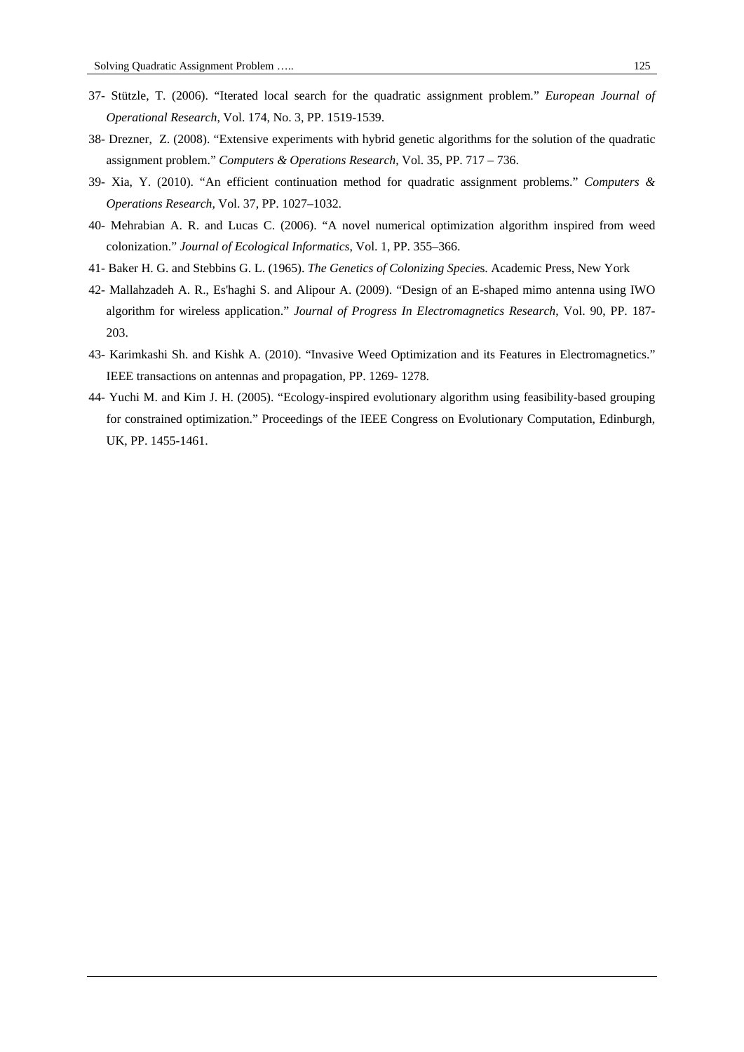37- Stützle, T. (2006). "Iterated local search for the quadratic assignment problem." *European Journal of Operational Research*, Vol. 174, No. 3, PP. 1519-1539.

38- Drezner, Z. (2008). "Extensive experiments with hybrid genetic algorithms for the solution of the quadratic assignment problem." *Computers & Operations Research*, Vol. 35, PP. 717 – 736.

39- Xia, Y. (2010). "An efficient continuation method for quadratic assignment problems." *Computers & Operations Research*, Vol. 37, PP. 1027–1032.

40- Mehrabian A. R. and Lucas C. (2006). "A novel numerical optimization algorithm inspired from weed colonization." *Journal of Ecological Informatics*, Vol. 1, PP. 355–366.

41- Baker H. G. and Stebbins G. L. (1965). *The Genetics of Colonizing Specie*s. Academic Press, New York

42- Mallahzadeh A. R., Es'haghi S. and Alipour A. (2009). "Design of an E-shaped mimo antenna using IWO algorithm for wireless application." *Journal of Progress In Electromagnetics Research*, Vol. 90, PP. 187-203.

43- Karimkashi Sh. and Kishk A. (2010). "Invasive Weed Optimization and its Features in Electromagnetics." IEEE transactions on antennas and propagation, PP. 1269- 1278.

44- Yuchi M. and Kim J. H. (2005). "Ecology-inspired evolutionary algorithm using feasibility-based grouping for constrained optimization." Proceedings of the IEEE Congress on Evolutionary Computation, Edinburgh, UK, PP. 1455-1461.